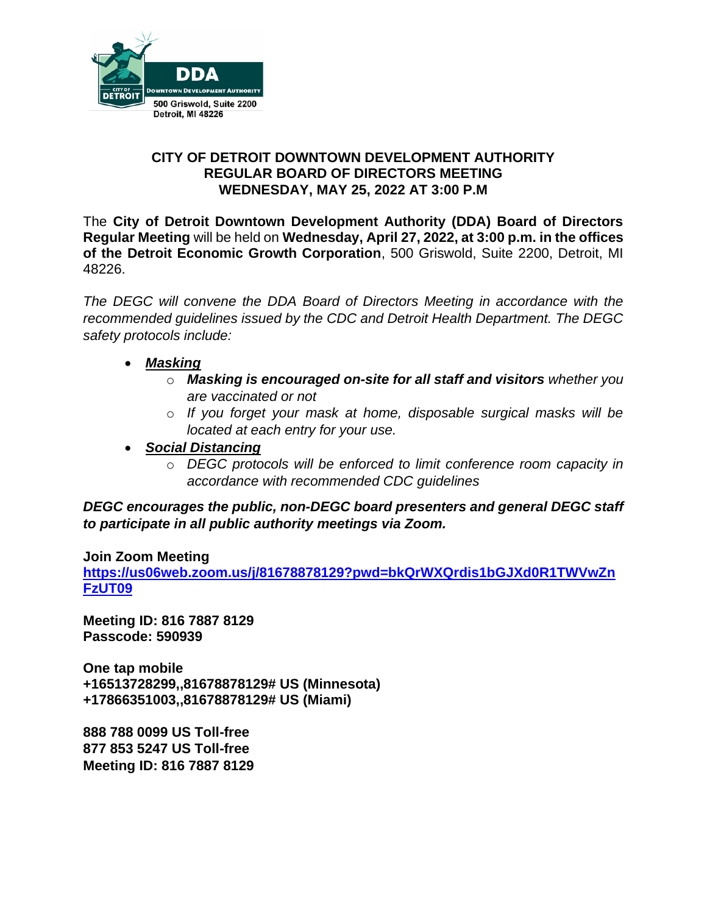DDA
DOWNTOWN DEVELOPMENT AUTHORITY
CITY OF DETROIT
500 Griswold, Suite 2200
Detroit, MI 48226

# CITY OF DETROIT DOWNTOWN DEVELOPMENT AUTHORITY REGULAR BOARD OF DIRECTORS MEETING WEDNESDAY, MAY 25, 2022 AT 3:00 P.M

The **City of Detroit Downtown Development Authority (DDA) Board of Directors Regular Meeting** will be held on **Wednesday, April 27, 2022, at 3:00 p.m. in the offices of the Detroit Economic Growth Corporation**, 500 Griswold, Suite 2200, Detroit, MI 48226.

*The DEGC will convene the DDA Board of Directors Meeting in accordance with the recommended guidelines issued by the CDC and Detroit Health Department. The DEGC safety protocols include:*

- ***Masking***
  - ***Masking is encouraged on-site for all staff and visitors*** *whether you are vaccinated or not*
  - *If you forget your mask at home, disposable surgical masks will be located at each entry for your use.*
- ***Social Distancing***
  - *DEGC protocols will be enforced to limit conference room capacity in accordance with recommended CDC guidelines*

***DEGC encourages the public, non-DEGC board presenters and general DEGC staff to participate in all public authority meetings via Zoom.***

**Join Zoom Meeting**
**https://us06web.zoom.us/j/81678878129?pwd=bkQrWXQrdis1bGJXd0R1TWVwZnFzUT09**

**Meeting ID: 816 7887 8129**
**Passcode: 590939**

**One tap mobile**
**+16513728299,,81678878129# US (Minnesota)**
**+17866351003,,81678878129# US (Miami)**

**888 788 0099 US Toll-free**
**877 853 5247 US Toll-free**
**Meeting ID: 816 7887 8129**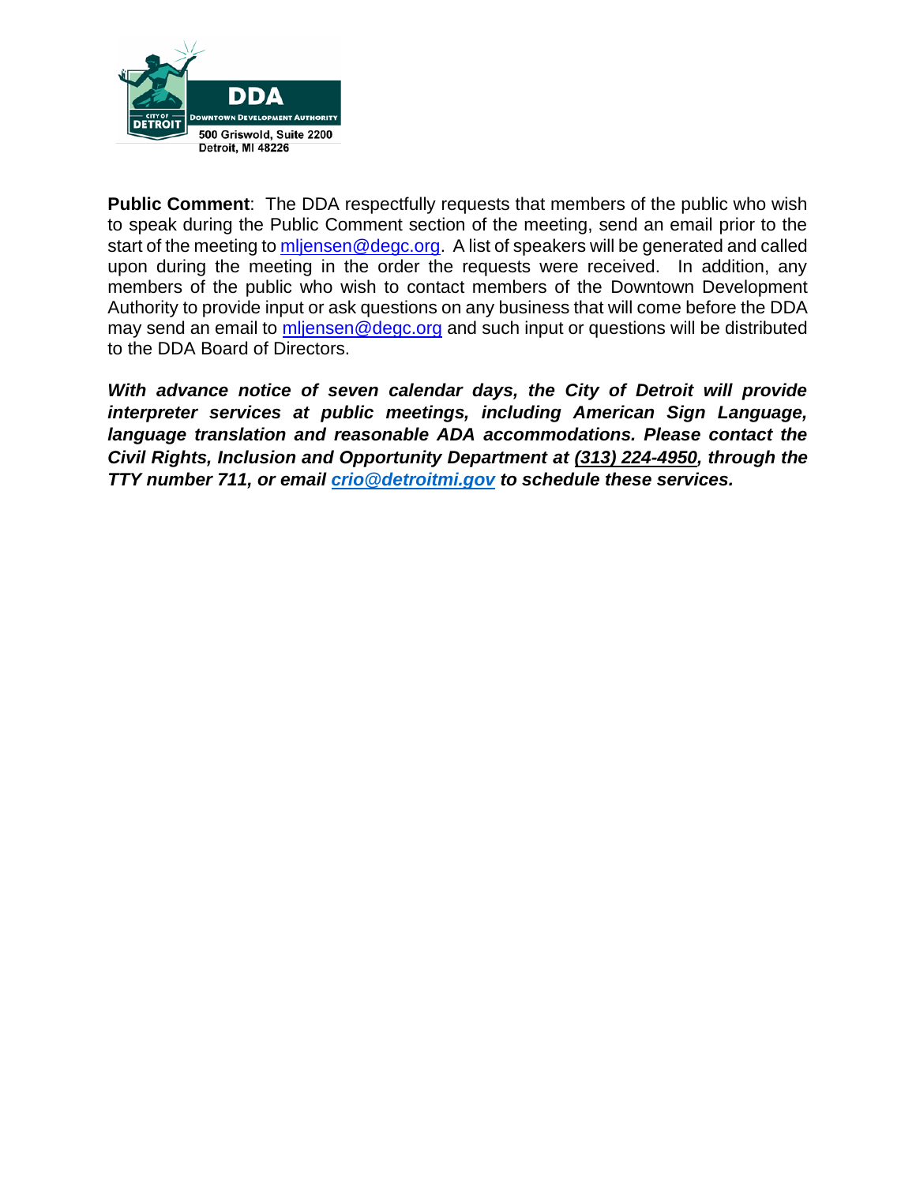DDA
DOWNTOWN DEVELOPMENT AUTHORITY
CITY OF DETROIT
500 Griswold, Suite 2200
Detroit, MI 48226

**Public Comment**: The DDA respectfully requests that members of the public who wish to speak during the Public Comment section of the meeting, send an email prior to the start of the meeting to mljensen@degc.org. A list of speakers will be generated and called upon during the meeting in the order the requests were received. In addition, any members of the public who wish to contact members of the Downtown Development Authority to provide input or ask questions on any business that will come before the DDA may send an email to mljensen@degc.org and such input or questions will be distributed to the DDA Board of Directors.

***With advance notice of seven calendar days, the City of Detroit will provide interpreter services at public meetings, including American Sign Language, language translation and reasonable ADA accommodations. Please contact the Civil Rights, Inclusion and Opportunity Department at (313) 224-4950, through the TTY number 711, or email crio@detroitmi.gov to schedule these services.***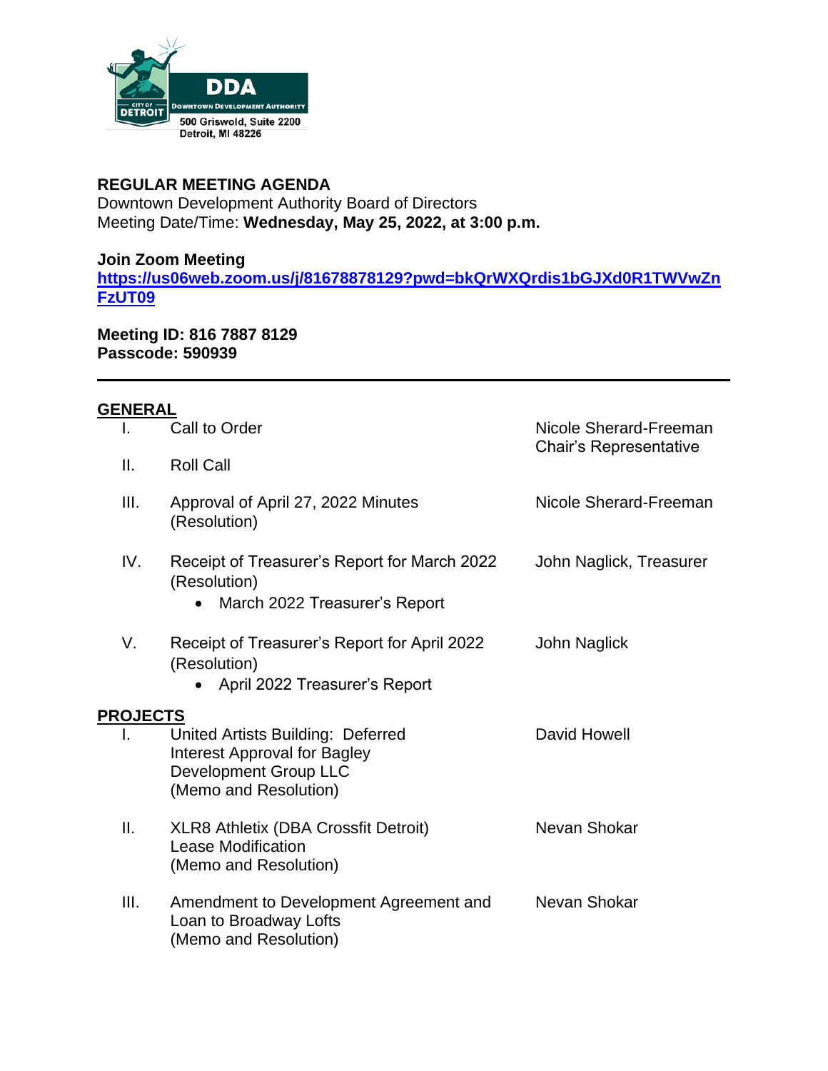DDA
DOWNTOWN DEVELOPMENT AUTHORITY
CITY OF DETROIT
500 Griswold, Suite 2200
Detroit, MI 48226

**REGULAR MEETING AGENDA**
Downtown Development Authority Board of Directors
Meeting Date/Time: **Wednesday, May 25, 2022, at 3:00 p.m.**

**Join Zoom Meeting**
**https://us06web.zoom.us/j/81678878129?pwd=bkQrWXQrdis1bGJXd0R1TWVwZnFzUT09**

**Meeting ID: 816 7887 8129**
**Passcode: 590939**

---

## GENERAL

| | | |
|---|---|---|
| I. | Call to Order | Nicole Sherard-Freeman<br>Chair's Representative |
| II. | Roll Call | |
| III. | Approval of April 27, 2022 Minutes<br>(Resolution) | Nicole Sherard-Freeman |
| IV. | Receipt of Treasurer's Report for March 2022<br>(Resolution)<br>• March 2022 Treasurer's Report | John Naglick, Treasurer |
| V. | Receipt of Treasurer's Report for April 2022<br>(Resolution)<br>• April 2022 Treasurer's Report | John Naglick |

## PROJECTS

| | | |
|---|---|---|
| I. | United Artists Building: Deferred Interest Approval for Bagley Development Group LLC<br>(Memo and Resolution) | David Howell |
| II. | XLR8 Athletix (DBA Crossfit Detroit) Lease Modification<br>(Memo and Resolution) | Nevan Shokar |
| III. | Amendment to Development Agreement and Loan to Broadway Lofts<br>(Memo and Resolution) | Nevan Shokar |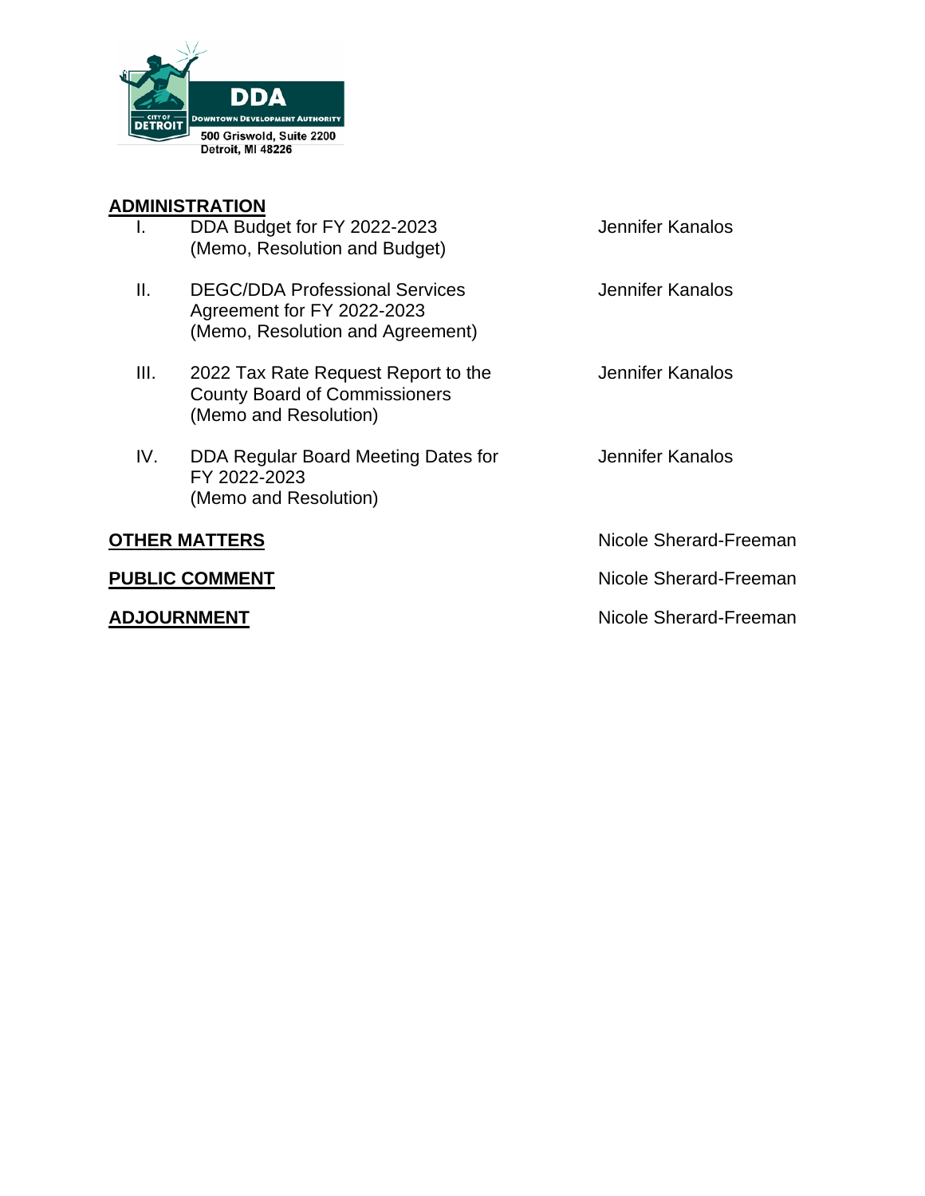DDA
DOWNTOWN DEVELOPMENT AUTHORITY
CITY OF DETROIT
500 Griswold, Suite 2200
Detroit, MI 48226

**ADMINISTRATION**

| | | |
|---|---|---|
| I. | DDA Budget for FY 2022-2023 (Memo, Resolution and Budget) | Jennifer Kanalos |
| II. | DEGC/DDA Professional Services Agreement for FY 2022-2023 (Memo, Resolution and Agreement) | Jennifer Kanalos |
| III. | 2022 Tax Rate Request Report to the County Board of Commissioners (Memo and Resolution) | Jennifer Kanalos |
| IV. | DDA Regular Board Meeting Dates for FY 2022-2023 (Memo and Resolution) | Jennifer Kanalos |

**OTHER MATTERS** — Nicole Sherard-Freeman

**PUBLIC COMMENT** — Nicole Sherard-Freeman

**ADJOURNMENT** — Nicole Sherard-Freeman